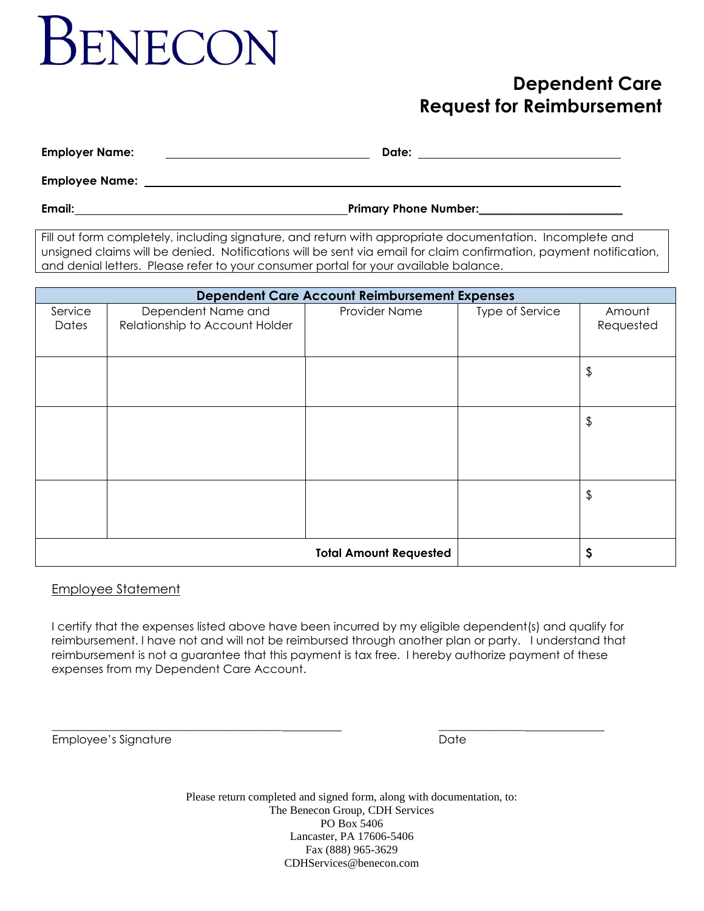# BENECON

## Dependent Care
## Request for Reimbursement

**Employer Name:** ______________________ **Date:** ______________________

**Employee Name:** ____________________________________________

**Email:** ______________________ **Primary Phone Number:** ______________________

Fill out form completely, including signature, and return with appropriate documentation. Incomplete and unsigned claims will be denied. Notifications will be sent via email for claim confirmation, payment notification, and denial letters. Please refer to your consumer portal for your available balance.

| **Dependent Care Account Reimbursement Expenses** | | | | |
|---|---|---|---|---|
| Service Dates | Dependent Name and Relationship to Account Holder | Provider Name | Type of Service | Amount Requested |
| | | | | $ |
| | | | | $ |
| | | | | $ |
| | | **Total Amount Requested** | | **$** |

Employee Statement

I certify that the expenses listed above have been incurred by my eligible dependent(s) and qualify for reimbursement. I have not and will not be reimbursed through another plan or party. I understand that reimbursement is not a guarantee that this payment is tax free. I hereby authorize payment of these expenses from my Dependent Care Account.

______________________________ ______________

Employee's Signature Date

Please return completed and signed form, along with documentation, to:
The Benecon Group, CDH Services
PO Box 5406
Lancaster, PA 17606-5406
Fax (888) 965-3629
CDHServices@benecon.com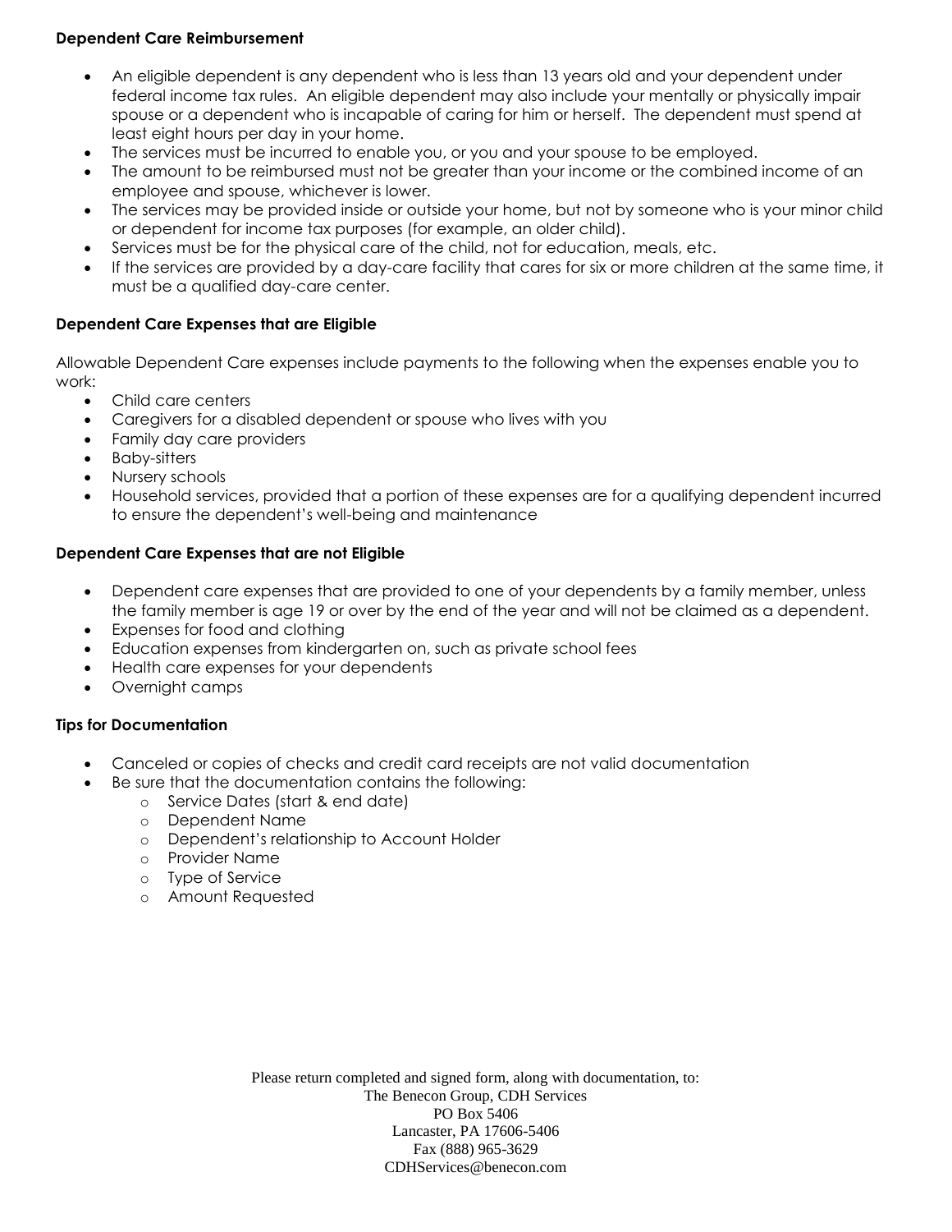**Dependent Care Reimbursement**

- An eligible dependent is any dependent who is less than 13 years old and your dependent under federal income tax rules. An eligible dependent may also include your mentally or physically impair spouse or a dependent who is incapable of caring for him or herself. The dependent must spend at least eight hours per day in your home.
- The services must be incurred to enable you, or you and your spouse to be employed.
- The amount to be reimbursed must not be greater than your income or the combined income of an employee and spouse, whichever is lower.
- The services may be provided inside or outside your home, but not by someone who is your minor child or dependent for income tax purposes (for example, an older child).
- Services must be for the physical care of the child, not for education, meals, etc.
- If the services are provided by a day-care facility that cares for six or more children at the same time, it must be a qualified day-care center.

**Dependent Care Expenses that are Eligible**

Allowable Dependent Care expenses include payments to the following when the expenses enable you to work:

- Child care centers
- Caregivers for a disabled dependent or spouse who lives with you
- Family day care providers
- Baby-sitters
- Nursery schools
- Household services, provided that a portion of these expenses are for a qualifying dependent incurred to ensure the dependent's well-being and maintenance

**Dependent Care Expenses that are not Eligible**

- Dependent care expenses that are provided to one of your dependents by a family member, unless the family member is age 19 or over by the end of the year and will not be claimed as a dependent.
- Expenses for food and clothing
- Education expenses from kindergarten on, such as private school fees
- Health care expenses for your dependents
- Overnight camps

**Tips for Documentation**

- Canceled or copies of checks and credit card receipts are not valid documentation
- Be sure that the documentation contains the following:
  - Service Dates (start & end date)
  - Dependent Name
  - Dependent's relationship to Account Holder
  - Provider Name
  - Type of Service
  - Amount Requested

Please return completed and signed form, along with documentation, to:
The Benecon Group, CDH Services
PO Box 5406
Lancaster, PA 17606-5406
Fax (888) 965-3629
CDHServices@benecon.com